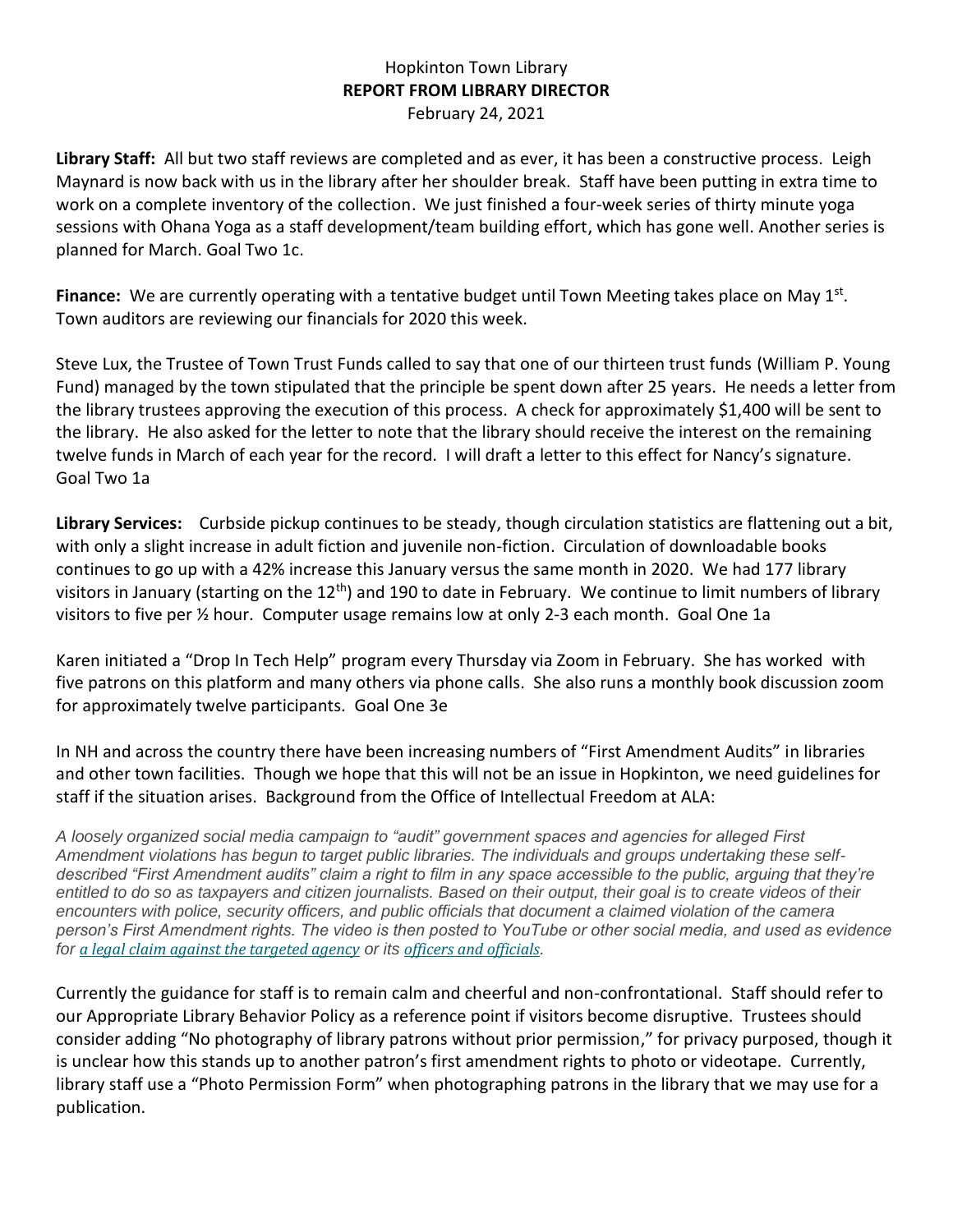# Hopkinton Town Library
## REPORT FROM LIBRARY DIRECTOR
February 24, 2021

**Library Staff:** All but two staff reviews are completed and as ever, it has been a constructive process. Leigh Maynard is now back with us in the library after her shoulder break. Staff have been putting in extra time to work on a complete inventory of the collection. We just finished a four-week series of thirty minute yoga sessions with Ohana Yoga as a staff development/team building effort, which has gone well. Another series is planned for March. Goal Two 1c.

**Finance:** We are currently operating with a tentative budget until Town Meeting takes place on May 1st. Town auditors are reviewing our financials for 2020 this week.

Steve Lux, the Trustee of Town Trust Funds called to say that one of our thirteen trust funds (William P. Young Fund) managed by the town stipulated that the principle be spent down after 25 years. He needs a letter from the library trustees approving the execution of this process. A check for approximately $1,400 will be sent to the library. He also asked for the letter to note that the library should receive the interest on the remaining twelve funds in March of each year for the record. I will draft a letter to this effect for Nancy's signature. Goal Two 1a

**Library Services:** Curbside pickup continues to be steady, though circulation statistics are flattening out a bit, with only a slight increase in adult fiction and juvenile non-fiction. Circulation of downloadable books continues to go up with a 42% increase this January versus the same month in 2020. We had 177 library visitors in January (starting on the 12th) and 190 to date in February. We continue to limit numbers of library visitors to five per ½ hour. Computer usage remains low at only 2-3 each month. Goal One 1a

Karen initiated a "Drop In Tech Help" program every Thursday via Zoom in February. She has worked with five patrons on this platform and many others via phone calls. She also runs a monthly book discussion zoom for approximately twelve participants. Goal One 3e

In NH and across the country there have been increasing numbers of "First Amendment Audits" in libraries and other town facilities. Though we hope that this will not be an issue in Hopkinton, we need guidelines for staff if the situation arises. Background from the Office of Intellectual Freedom at ALA:

*A loosely organized social media campaign to "audit" government spaces and agencies for alleged First Amendment violations has begun to target public libraries. The individuals and groups undertaking these self-described "First Amendment audits" claim a right to film in any space accessible to the public, arguing that they're entitled to do so as taxpayers and citizen journalists. Based on their output, their goal is to create videos of their encounters with police, security officers, and public officials that document a claimed violation of the camera person's First Amendment rights. The video is then posted to YouTube or other social media, and used as evidence for a legal claim against the targeted agency or its officers and officials.*

Currently the guidance for staff is to remain calm and cheerful and non-confrontational. Staff should refer to our Appropriate Library Behavior Policy as a reference point if visitors become disruptive. Trustees should consider adding "No photography of library patrons without prior permission," for privacy purposed, though it is unclear how this stands up to another patron's first amendment rights to photo or videotape. Currently, library staff use a "Photo Permission Form" when photographing patrons in the library that we may use for a publication.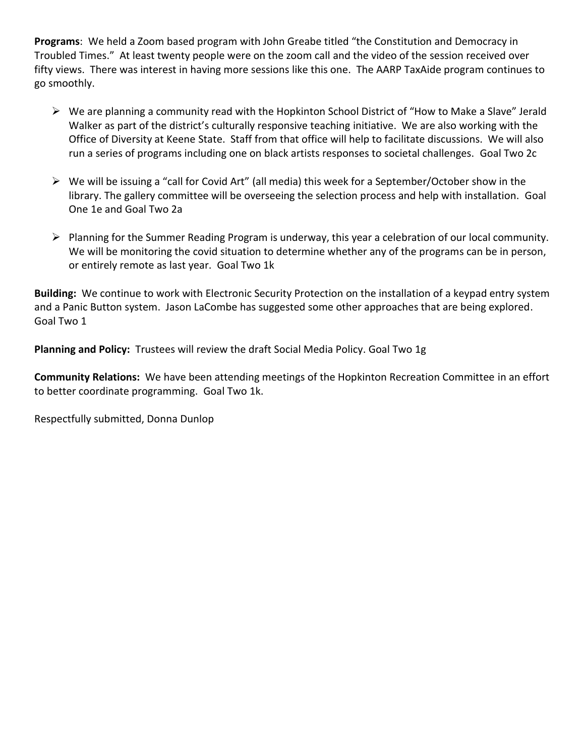**Programs**: We held a Zoom based program with John Greabe titled "the Constitution and Democracy in Troubled Times." At least twenty people were on the zoom call and the video of the session received over fifty views. There was interest in having more sessions like this one. The AARP TaxAide program continues to go smoothly.

- We are planning a community read with the Hopkinton School District of "How to Make a Slave" Jerald Walker as part of the district's culturally responsive teaching initiative. We are also working with the Office of Diversity at Keene State. Staff from that office will help to facilitate discussions. We will also run a series of programs including one on black artists responses to societal challenges. Goal Two 2c

- We will be issuing a "call for Covid Art" (all media) this week for a September/October show in the library. The gallery committee will be overseeing the selection process and help with installation. Goal One 1e and Goal Two 2a

- Planning for the Summer Reading Program is underway, this year a celebration of our local community. We will be monitoring the covid situation to determine whether any of the programs can be in person, or entirely remote as last year. Goal Two 1k

**Building:** We continue to work with Electronic Security Protection on the installation of a keypad entry system and a Panic Button system. Jason LaCombe has suggested some other approaches that are being explored. Goal Two 1

**Planning and Policy:** Trustees will review the draft Social Media Policy. Goal Two 1g

**Community Relations:** We have been attending meetings of the Hopkinton Recreation Committee in an effort to better coordinate programming. Goal Two 1k.

Respectfully submitted, Donna Dunlop